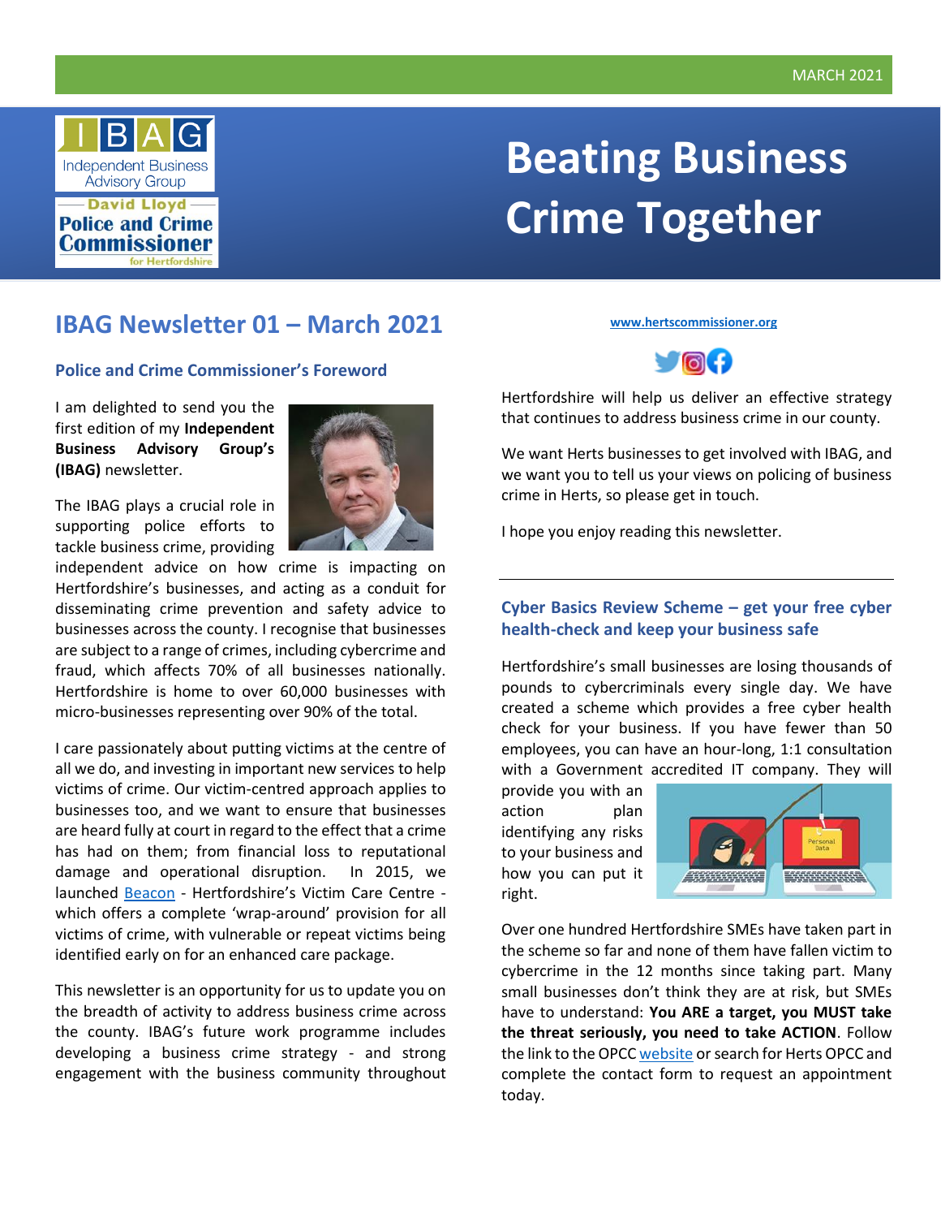MARCH 2021

IBAG Independent Business Advisory Group

David Lloyd Police and Crime Commissioner for Hertfordshire

# Beating Business Crime Together

## IBAG Newsletter 01 – March 2021

### Police and Crime Commissioner's Foreword

I am delighted to send you the first edition of my **Independent Business Advisory Group's (IBAG)** newsletter.

The IBAG plays a crucial role in supporting police efforts to tackle business crime, providing independent advice on how crime is impacting on Hertfordshire's businesses, and acting as a conduit for disseminating crime prevention and safety advice to businesses across the county. I recognise that businesses are subject to a range of crimes, including cybercrime and fraud, which affects 70% of all businesses nationally. Hertfordshire is home to over 60,000 businesses with micro-businesses representing over 90% of the total.

I care passionately about putting victims at the centre of all we do, and investing in important new services to help victims of crime. Our victim-centred approach applies to businesses too, and we want to ensure that businesses are heard fully at court in regard to the effect that a crime has had on them; from financial loss to reputational damage and operational disruption. In 2015, we launched Beacon - Hertfordshire's Victim Care Centre - which offers a complete 'wrap-around' provision for all victims of crime, with vulnerable or repeat victims being identified early on for an enhanced care package.

This newsletter is an opportunity for us to update you on the breadth of activity to address business crime across the county. IBAG's future work programme includes developing a business crime strategy - and strong engagement with the business community throughout Hertfordshire will help us deliver an effective strategy that continues to address business crime in our county.

We want Herts businesses to get involved with IBAG, and we want you to tell us your views on policing of business crime in Herts, so please get in touch.

I hope you enjoy reading this newsletter.

www.hertscommissioner.org

### Cyber Basics Review Scheme – get your free cyber health-check and keep your business safe

Hertfordshire's small businesses are losing thousands of pounds to cybercriminals every single day. We have created a scheme which provides a free cyber health check for your business. If you have fewer than 50 employees, you can have an hour-long, 1:1 consultation with a Government accredited IT company. They will provide you with an action plan identifying any risks to your business and how you can put it right.

Over one hundred Hertfordshire SMEs have taken part in the scheme so far and none of them have fallen victim to cybercrime in the 12 months since taking part. Many small businesses don't think they are at risk, but SMEs have to understand: **You ARE a target, you MUST take the threat seriously, you need to take ACTION**. Follow the link to the OPCC website or search for Herts OPCC and complete the contact form to request an appointment today.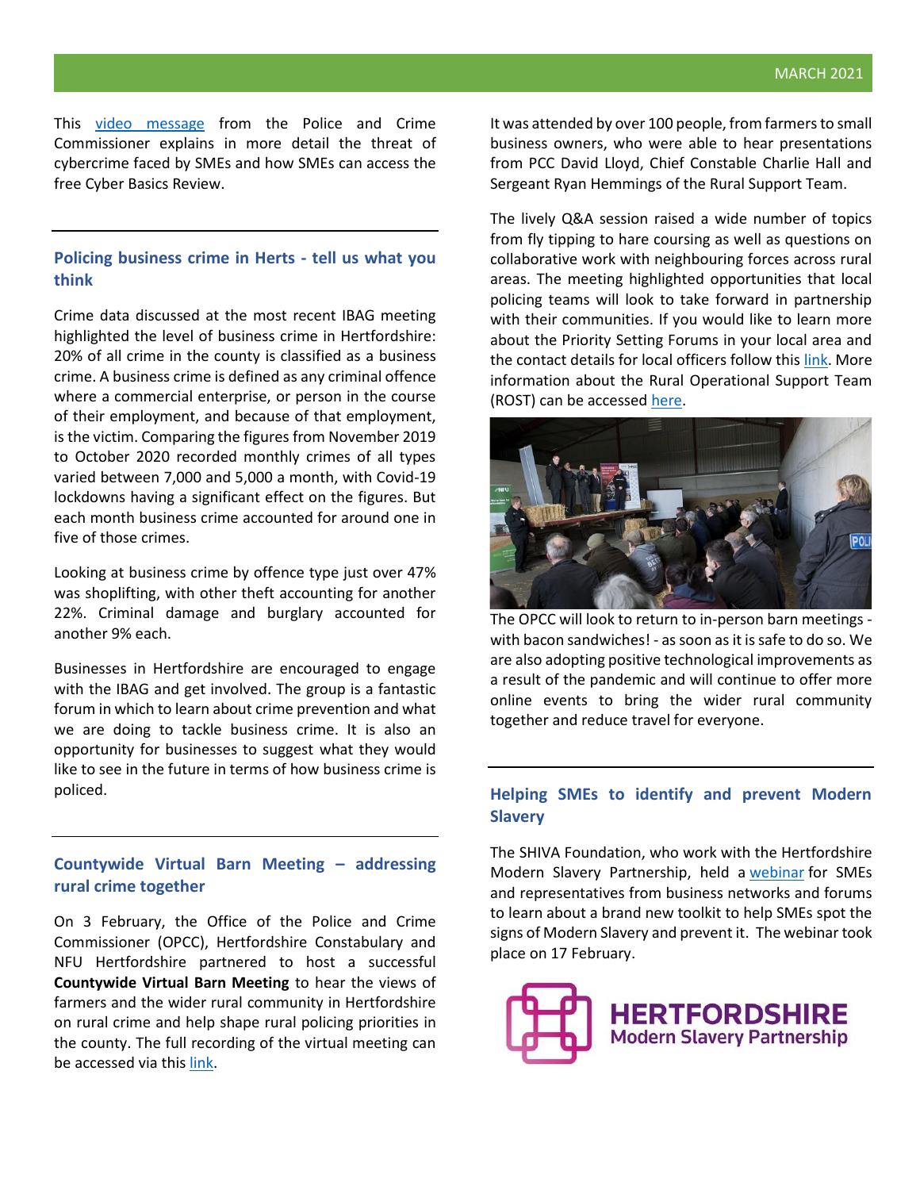This video message from the Police and Crime Commissioner explains in more detail the threat of cybercrime faced by SMEs and how SMEs can access the free Cyber Basics Review.

## Policing business crime in Herts - tell us what you think

Crime data discussed at the most recent IBAG meeting highlighted the level of business crime in Hertfordshire: 20% of all crime in the county is classified as a business crime. A business crime is defined as any criminal offence where a commercial enterprise, or person in the course of their employment, and because of that employment, is the victim. Comparing the figures from November 2019 to October 2020 recorded monthly crimes of all types varied between 7,000 and 5,000 a month, with Covid-19 lockdowns having a significant effect on the figures. But each month business crime accounted for around one in five of those crimes.

Looking at business crime by offence type just over 47% was shoplifting, with other theft accounting for another 22%. Criminal damage and burglary accounted for another 9% each.

Businesses in Hertfordshire are encouraged to engage with the IBAG and get involved. The group is a fantastic forum in which to learn about crime prevention and what we are doing to tackle business crime. It is also an opportunity for businesses to suggest what they would like to see in the future in terms of how business crime is policed.

## Countywide Virtual Barn Meeting – addressing rural crime together

On 3 February, the Office of the Police and Crime Commissioner (OPCC), Hertfordshire Constabulary and NFU Hertfordshire partnered to host a successful **Countywide Virtual Barn Meeting** to hear the views of farmers and the wider rural community in Hertfordshire on rural crime and help shape rural policing priorities in the county. The full recording of the virtual meeting can be accessed via this link.

It was attended by over 100 people, from farmers to small business owners, who were able to hear presentations from PCC David Lloyd, Chief Constable Charlie Hall and Sergeant Ryan Hemmings of the Rural Support Team.

The lively Q&A session raised a wide number of topics from fly tipping to hare coursing as well as questions on collaborative work with neighbouring forces across rural areas. The meeting highlighted opportunities that local policing teams will look to take forward in partnership with their communities. If you would like to learn more about the Priority Setting Forums in your local area and the contact details for local officers follow this link. More information about the Rural Operational Support Team (ROST) can be accessed here.

The OPCC will look to return to in-person barn meetings - with bacon sandwiches! - as soon as it is safe to do so. We are also adopting positive technological improvements as a result of the pandemic and will continue to offer more online events to bring the wider rural community together and reduce travel for everyone.

## Helping SMEs to identify and prevent Modern Slavery

The SHIVA Foundation, who work with the Hertfordshire Modern Slavery Partnership, held a webinar for SMEs and representatives from business networks and forums to learn about a brand new toolkit to help SMEs spot the signs of Modern Slavery and prevent it. The webinar took place on 17 February.

HERTFORDSHIRE Modern Slavery Partnership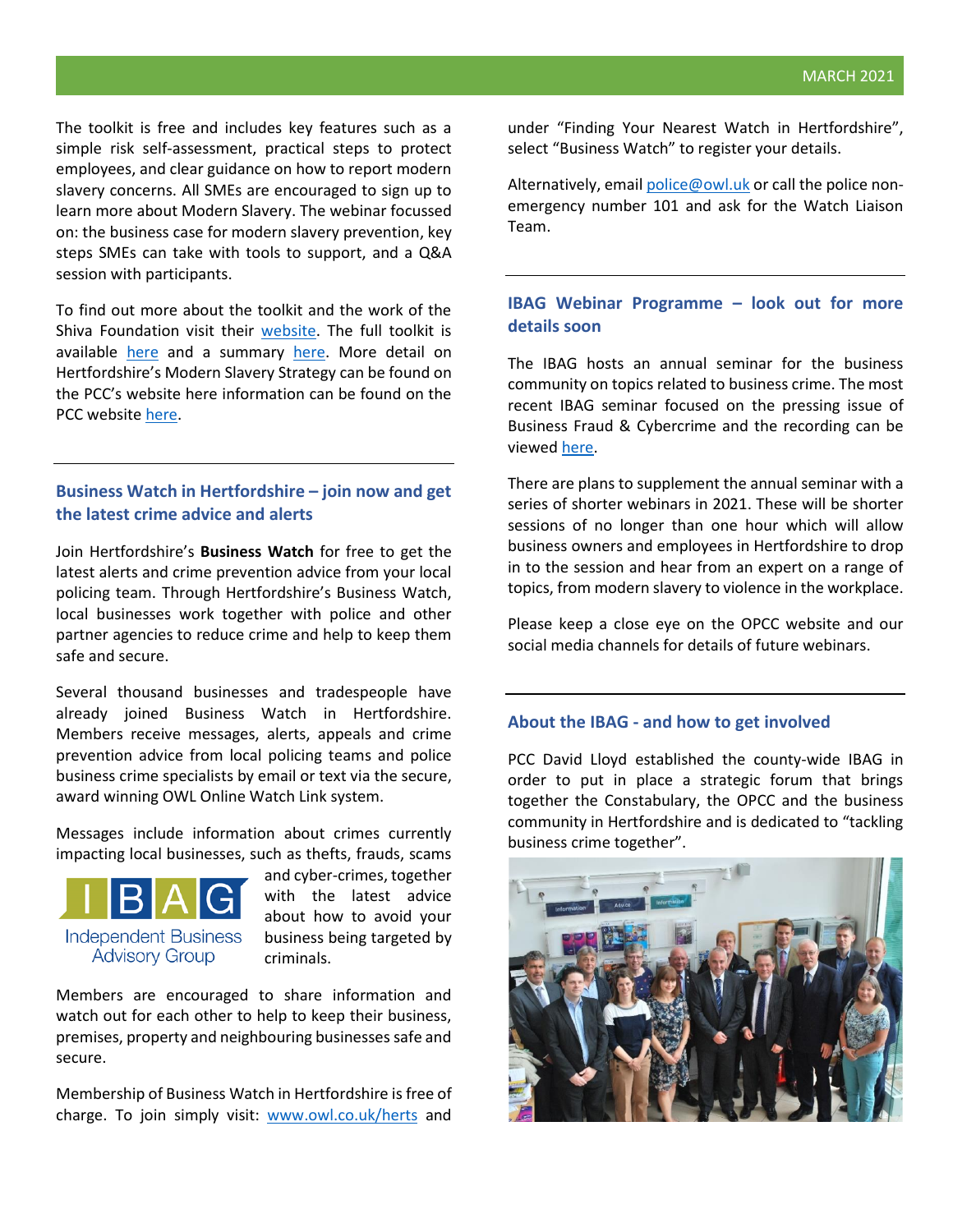The toolkit is free and includes key features such as a simple risk self-assessment, practical steps to protect employees, and clear guidance on how to report modern slavery concerns. All SMEs are encouraged to sign up to learn more about Modern Slavery. The webinar focussed on: the business case for modern slavery prevention, key steps SMEs can take with tools to support, and a Q&A session with participants.

To find out more about the toolkit and the work of the Shiva Foundation visit their website. The full toolkit is available here and a summary here. More detail on Hertfordshire's Modern Slavery Strategy can be found on the PCC's website here information can be found on the PCC website here.

## Business Watch in Hertfordshire – join now and get the latest crime advice and alerts

Join Hertfordshire's **Business Watch** for free to get the latest alerts and crime prevention advice from your local policing team. Through Hertfordshire's Business Watch, local businesses work together with police and other partner agencies to reduce crime and help to keep them safe and secure.

Several thousand businesses and tradespeople have already joined Business Watch in Hertfordshire. Members receive messages, alerts, appeals and crime prevention advice from local policing teams and police business crime specialists by email or text via the secure, award winning OWL Online Watch Link system.

Messages include information about crimes currently impacting local businesses, such as thefts, frauds, scams and cyber-crimes, together with the latest advice about how to avoid your business being targeted by criminals.

Members are encouraged to share information and watch out for each other to help to keep their business, premises, property and neighbouring businesses safe and secure.

Membership of Business Watch in Hertfordshire is free of charge. To join simply visit: www.owl.co.uk/herts and under "Finding Your Nearest Watch in Hertfordshire", select "Business Watch" to register your details.

Alternatively, email police@owl.uk or call the police non-emergency number 101 and ask for the Watch Liaison Team.

## IBAG Webinar Programme – look out for more details soon

The IBAG hosts an annual seminar for the business community on topics related to business crime. The most recent IBAG seminar focused on the pressing issue of Business Fraud & Cybercrime and the recording can be viewed here.

There are plans to supplement the annual seminar with a series of shorter webinars in 2021. These will be shorter sessions of no longer than one hour which will allow business owners and employees in Hertfordshire to drop in to the session and hear from an expert on a range of topics, from modern slavery to violence in the workplace.

Please keep a close eye on the OPCC website and our social media channels for details of future webinars.

## About the IBAG - and how to get involved

PCC David Lloyd established the county-wide IBAG in order to put in place a strategic forum that brings together the Constabulary, the OPCC and the business community in Hertfordshire and is dedicated to "tackling business crime together".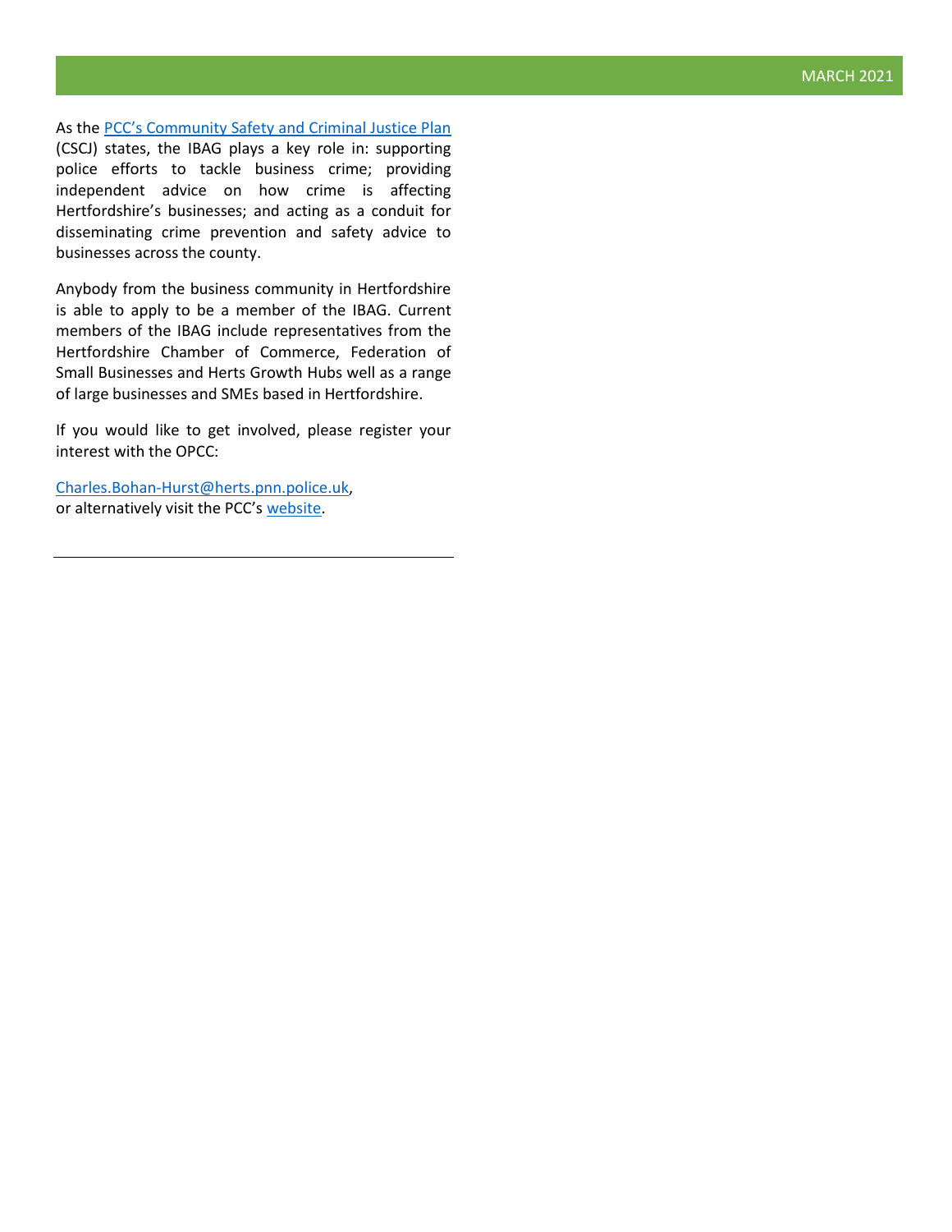As the [PCC's Community Safety and Criminal Justice Plan]() (CSCJ) states, the IBAG plays a key role in: supporting police efforts to tackle business crime; providing independent advice on how crime is affecting Hertfordshire's businesses; and acting as a conduit for disseminating crime prevention and safety advice to businesses across the county.

Anybody from the business community in Hertfordshire is able to apply to be a member of the IBAG. Current members of the IBAG include representatives from the Hertfordshire Chamber of Commerce, Federation of Small Businesses and Herts Growth Hubs well as a range of large businesses and SMEs based in Hertfordshire.

If you would like to get involved, please register your interest with the OPCC:

[Charles.Bohan-Hurst@herts.pnn.police.uk](mailto:Charles.Bohan-Hurst@herts.pnn.police.uk),
or alternatively visit the PCC's [website]().

---